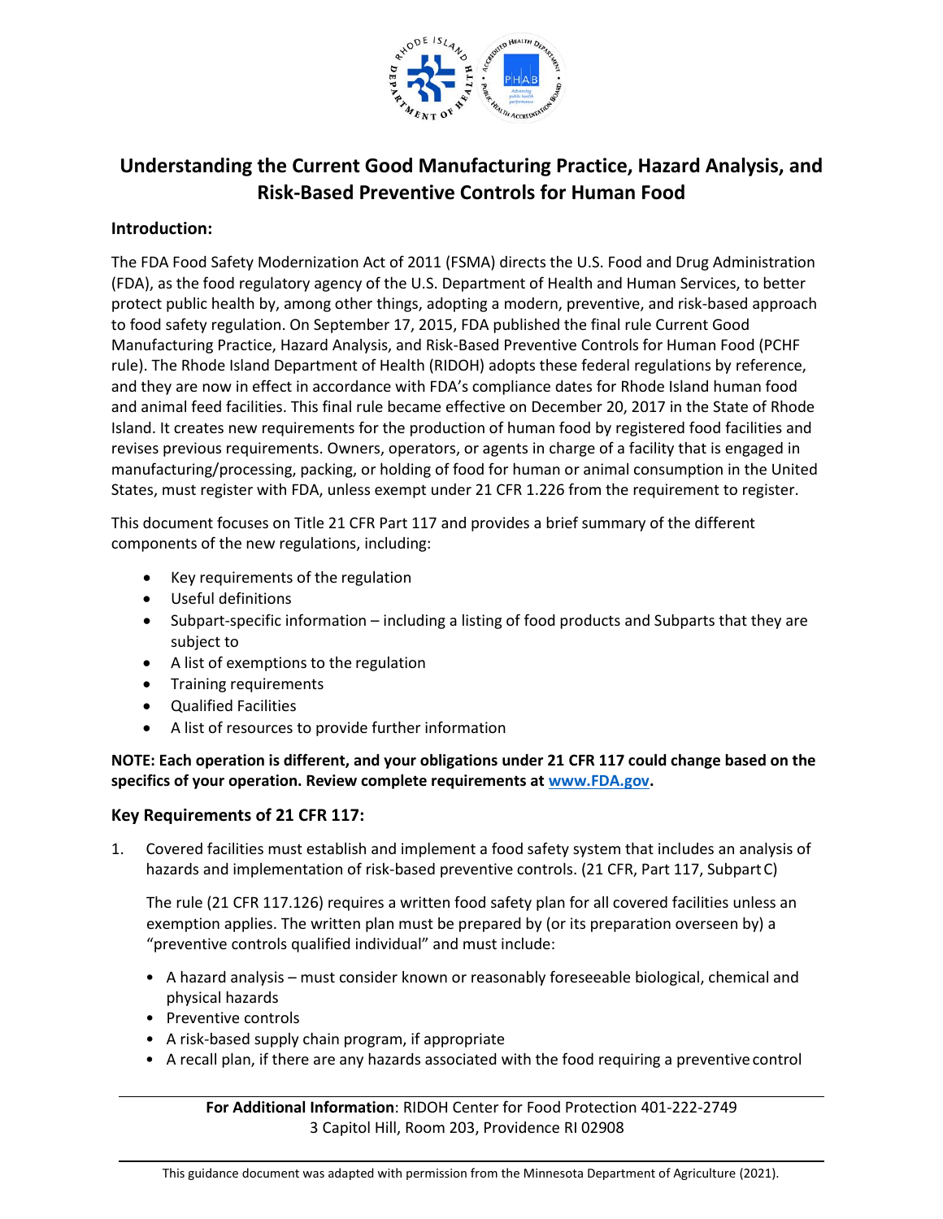# Understanding the Current Good Manufacturing Practice, Hazard Analysis, and Risk-Based Preventive Controls for Human Food

## Introduction:

The FDA Food Safety Modernization Act of 2011 (FSMA) directs the U.S. Food and Drug Administration (FDA), as the food regulatory agency of the U.S. Department of Health and Human Services, to better protect public health by, among other things, adopting a modern, preventive, and risk-based approach to food safety regulation. On September 17, 2015, FDA published the final rule Current Good Manufacturing Practice, Hazard Analysis, and Risk-Based Preventive Controls for Human Food (PCHF rule). The Rhode Island Department of Health (RIDOH) adopts these federal regulations by reference, and they are now in effect in accordance with FDA's compliance dates for Rhode Island human food and animal feed facilities. This final rule became effective on December 20, 2017 in the State of Rhode Island. It creates new requirements for the production of human food by registered food facilities and revises previous requirements. Owners, operators, or agents in charge of a facility that is engaged in manufacturing/processing, packing, or holding of food for human or animal consumption in the United States, must register with FDA, unless exempt under 21 CFR 1.226 from the requirement to register.

This document focuses on Title 21 CFR Part 117 and provides a brief summary of the different components of the new regulations, including:

- Key requirements of the regulation
- Useful definitions
- Subpart-specific information – including a listing of food products and Subparts that they are subject to
- A list of exemptions to the regulation
- Training requirements
- Qualified Facilities
- A list of resources to provide further information

**NOTE: Each operation is different, and your obligations under 21 CFR 117 could change based on the specifics of your operation. Review complete requirements at [www.FDA.gov](www.FDA.gov).**

## Key Requirements of 21 CFR 117:

1. Covered facilities must establish and implement a food safety system that includes an analysis of hazards and implementation of risk-based preventive controls. (21 CFR, Part 117, Subpart C)

   The rule (21 CFR 117.126) requires a written food safety plan for all covered facilities unless an exemption applies. The written plan must be prepared by (or its preparation overseen by) a "preventive controls qualified individual" and must include:

   - A hazard analysis – must consider known or reasonably foreseeable biological, chemical and physical hazards
   - Preventive controls
   - A risk-based supply chain program, if appropriate
   - A recall plan, if there are any hazards associated with the food requiring a preventive control

**For Additional Information**: RIDOH Center for Food Protection 401-222-2749
3 Capitol Hill, Room 203, Providence RI 02908

This guidance document was adapted with permission from the Minnesota Department of Agriculture (2021).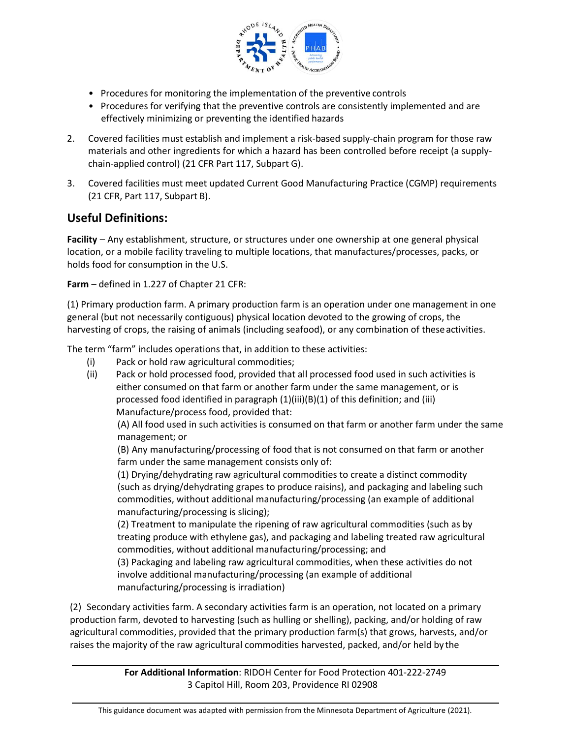- Procedures for monitoring the implementation of the preventive controls
- Procedures for verifying that the preventive controls are consistently implemented and are effectively minimizing or preventing the identified hazards

2. Covered facilities must establish and implement a risk-based supply-chain program for those raw materials and other ingredients for which a hazard has been controlled before receipt (a supply-chain-applied control) (21 CFR Part 117, Subpart G).

3. Covered facilities must meet updated Current Good Manufacturing Practice (CGMP) requirements (21 CFR, Part 117, Subpart B).

## Useful Definitions:

**Facility** – Any establishment, structure, or structures under one ownership at one general physical location, or a mobile facility traveling to multiple locations, that manufactures/processes, packs, or holds food for consumption in the U.S.

**Farm** – defined in 1.227 of Chapter 21 CFR:

(1) Primary production farm. A primary production farm is an operation under one management in one general (but not necessarily contiguous) physical location devoted to the growing of crops, the harvesting of crops, the raising of animals (including seafood), or any combination of these activities.

The term "farm" includes operations that, in addition to these activities:

(i) Pack or hold raw agricultural commodities;

(ii) Pack or hold processed food, provided that all processed food used in such activities is either consumed on that farm or another farm under the same management, or is processed food identified in paragraph (1)(iii)(B)(1) of this definition; and (iii) Manufacture/process food, provided that:

(A) All food used in such activities is consumed on that farm or another farm under the same management; or

(B) Any manufacturing/processing of food that is not consumed on that farm or another farm under the same management consists only of:

(1) Drying/dehydrating raw agricultural commodities to create a distinct commodity (such as drying/dehydrating grapes to produce raisins), and packaging and labeling such commodities, without additional manufacturing/processing (an example of additional manufacturing/processing is slicing);

(2) Treatment to manipulate the ripening of raw agricultural commodities (such as by treating produce with ethylene gas), and packaging and labeling treated raw agricultural commodities, without additional manufacturing/processing; and

(3) Packaging and labeling raw agricultural commodities, when these activities do not involve additional manufacturing/processing (an example of additional manufacturing/processing is irradiation)

(2) Secondary activities farm. A secondary activities farm is an operation, not located on a primary production farm, devoted to harvesting (such as hulling or shelling), packing, and/or holding of raw agricultural commodities, provided that the primary production farm(s) that grows, harvests, and/or raises the majority of the raw agricultural commodities harvested, packed, and/or held by the

**For Additional Information**: RIDOH Center for Food Protection 401-222-2749
3 Capitol Hill, Room 203, Providence RI 02908

This guidance document was adapted with permission from the Minnesota Department of Agriculture (2021).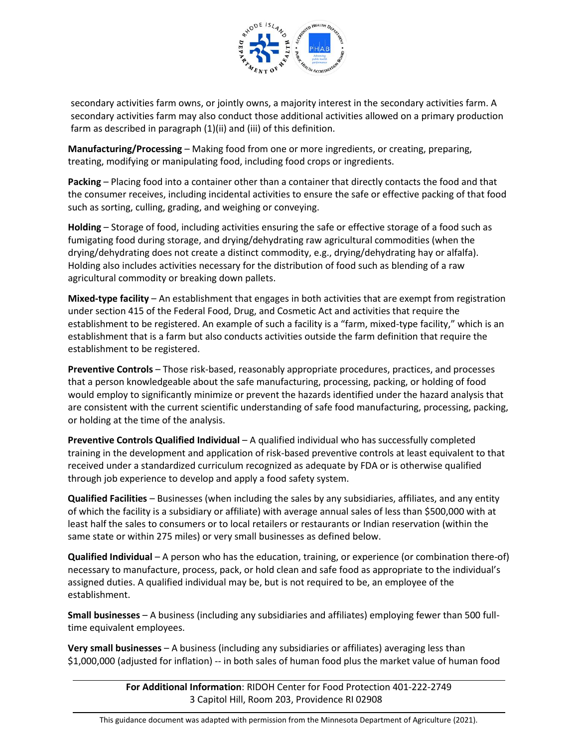secondary activities farm owns, or jointly owns, a majority interest in the secondary activities farm. A secondary activities farm may also conduct those additional activities allowed on a primary production farm as described in paragraph (1)(ii) and (iii) of this definition.

**Manufacturing/Processing** – Making food from one or more ingredients, or creating, preparing, treating, modifying or manipulating food, including food crops or ingredients.

**Packing** – Placing food into a container other than a container that directly contacts the food and that the consumer receives, including incidental activities to ensure the safe or effective packing of that food such as sorting, culling, grading, and weighing or conveying.

**Holding** – Storage of food, including activities ensuring the safe or effective storage of a food such as fumigating food during storage, and drying/dehydrating raw agricultural commodities (when the drying/dehydrating does not create a distinct commodity, e.g., drying/dehydrating hay or alfalfa). Holding also includes activities necessary for the distribution of food such as blending of a raw agricultural commodity or breaking down pallets.

**Mixed-type facility** – An establishment that engages in both activities that are exempt from registration under section 415 of the Federal Food, Drug, and Cosmetic Act and activities that require the establishment to be registered. An example of such a facility is a "farm, mixed-type facility," which is an establishment that is a farm but also conducts activities outside the farm definition that require the establishment to be registered.

**Preventive Controls** – Those risk-based, reasonably appropriate procedures, practices, and processes that a person knowledgeable about the safe manufacturing, processing, packing, or holding of food would employ to significantly minimize or prevent the hazards identified under the hazard analysis that are consistent with the current scientific understanding of safe food manufacturing, processing, packing, or holding at the time of the analysis.

**Preventive Controls Qualified Individual** – A qualified individual who has successfully completed training in the development and application of risk-based preventive controls at least equivalent to that received under a standardized curriculum recognized as adequate by FDA or is otherwise qualified through job experience to develop and apply a food safety system.

**Qualified Facilities** – Businesses (when including the sales by any subsidiaries, affiliates, and any entity of which the facility is a subsidiary or affiliate) with average annual sales of less than $500,000 with at least half the sales to consumers or to local retailers or restaurants or Indian reservation (within the same state or within 275 miles) or very small businesses as defined below.

**Qualified Individual** – A person who has the education, training, or experience (or combination there-of) necessary to manufacture, process, pack, or hold clean and safe food as appropriate to the individual's assigned duties. A qualified individual may be, but is not required to be, an employee of the establishment.

**Small businesses** – A business (including any subsidiaries and affiliates) employing fewer than 500 full-time equivalent employees.

**Very small businesses** – A business (including any subsidiaries or affiliates) averaging less than $1,000,000 (adjusted for inflation) -- in both sales of human food plus the market value of human food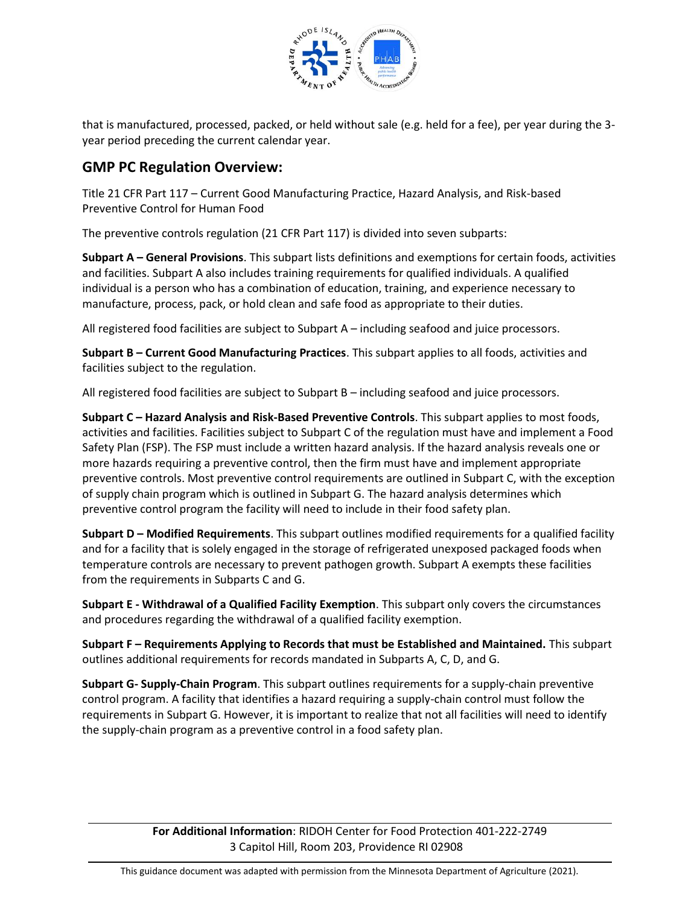that is manufactured, processed, packed, or held without sale (e.g. held for a fee), per year during the 3-year period preceding the current calendar year.

## GMP PC Regulation Overview:

Title 21 CFR Part 117 – Current Good Manufacturing Practice, Hazard Analysis, and Risk-based Preventive Control for Human Food

The preventive controls regulation (21 CFR Part 117) is divided into seven subparts:

**Subpart A – General Provisions**. This subpart lists definitions and exemptions for certain foods, activities and facilities. Subpart A also includes training requirements for qualified individuals. A qualified individual is a person who has a combination of education, training, and experience necessary to manufacture, process, pack, or hold clean and safe food as appropriate to their duties.

All registered food facilities are subject to Subpart A – including seafood and juice processors.

**Subpart B – Current Good Manufacturing Practices**. This subpart applies to all foods, activities and facilities subject to the regulation.

All registered food facilities are subject to Subpart B – including seafood and juice processors.

**Subpart C – Hazard Analysis and Risk-Based Preventive Controls**. This subpart applies to most foods, activities and facilities. Facilities subject to Subpart C of the regulation must have and implement a Food Safety Plan (FSP). The FSP must include a written hazard analysis. If the hazard analysis reveals one or more hazards requiring a preventive control, then the firm must have and implement appropriate preventive controls. Most preventive control requirements are outlined in Subpart C, with the exception of supply chain program which is outlined in Subpart G. The hazard analysis determines which preventive control program the facility will need to include in their food safety plan.

**Subpart D – Modified Requirements**. This subpart outlines modified requirements for a qualified facility and for a facility that is solely engaged in the storage of refrigerated unexposed packaged foods when temperature controls are necessary to prevent pathogen growth. Subpart A exempts these facilities from the requirements in Subparts C and G.

**Subpart E - Withdrawal of a Qualified Facility Exemption**. This subpart only covers the circumstances and procedures regarding the withdrawal of a qualified facility exemption.

**Subpart F – Requirements Applying to Records that must be Established and Maintained.** This subpart outlines additional requirements for records mandated in Subparts A, C, D, and G.

**Subpart G- Supply-Chain Program**. This subpart outlines requirements for a supply-chain preventive control program. A facility that identifies a hazard requiring a supply-chain control must follow the requirements in Subpart G. However, it is important to realize that not all facilities will need to identify the supply-chain program as a preventive control in a food safety plan.

**For Additional Information**: RIDOH Center for Food Protection 401-222-2749
3 Capitol Hill, Room 203, Providence RI 02908

This guidance document was adapted with permission from the Minnesota Department of Agriculture (2021).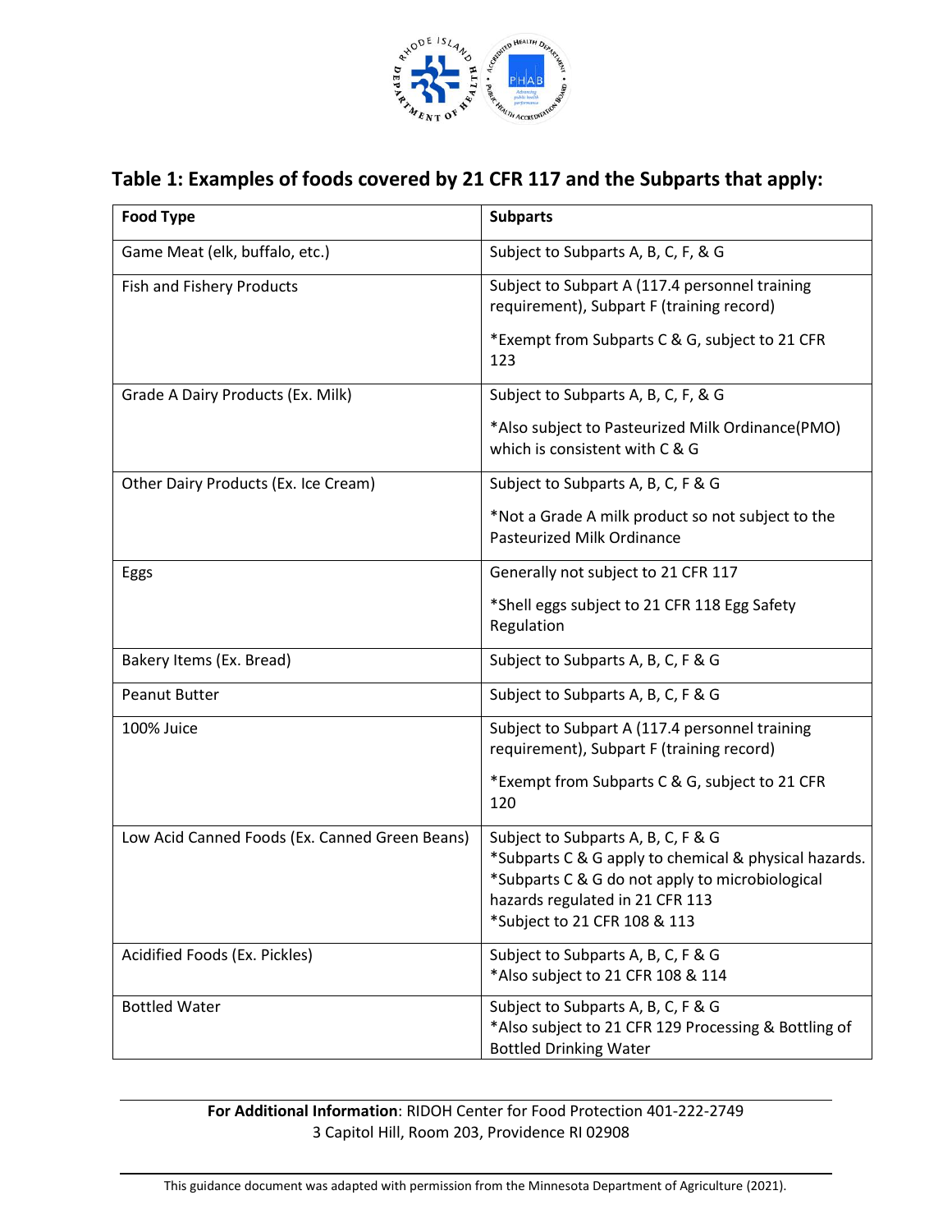## Table 1: Examples of foods covered by 21 CFR 117 and the Subparts that apply:

| Food Type | Subparts |
| --- | --- |
| Game Meat (elk, buffalo, etc.) | Subject to Subparts A, B, C, F, & G |
| Fish and Fishery Products | Subject to Subpart A (117.4 personnel training requirement), Subpart F (training record)<br><br>*Exempt from Subparts C & G, subject to 21 CFR 123 |
| Grade A Dairy Products (Ex. Milk) | Subject to Subparts A, B, C, F, & G<br><br>*Also subject to Pasteurized Milk Ordinance(PMO) which is consistent with C & G |
| Other Dairy Products (Ex. Ice Cream) | Subject to Subparts A, B, C, F & G<br><br>*Not a Grade A milk product so not subject to the Pasteurized Milk Ordinance |
| Eggs | Generally not subject to 21 CFR 117<br><br>*Shell eggs subject to 21 CFR 118 Egg Safety Regulation |
| Bakery Items (Ex. Bread) | Subject to Subparts A, B, C, F & G |
| Peanut Butter | Subject to Subparts A, B, C, F & G |
| 100% Juice | Subject to Subpart A (117.4 personnel training requirement), Subpart F (training record)<br><br>*Exempt from Subparts C & G, subject to 21 CFR 120 |
| Low Acid Canned Foods (Ex. Canned Green Beans) | Subject to Subparts A, B, C, F & G<br>*Subparts C & G apply to chemical & physical hazards.<br>*Subparts C & G do not apply to microbiological hazards regulated in 21 CFR 113<br>*Subject to 21 CFR 108 & 113 |
| Acidified Foods (Ex. Pickles) | Subject to Subparts A, B, C, F & G<br>*Also subject to 21 CFR 108 & 114 |
| Bottled Water | Subject to Subparts A, B, C, F & G<br>*Also subject to 21 CFR 129 Processing & Bottling of Bottled Drinking Water |

**For Additional Information**: RIDOH Center for Food Protection 401-222-2749
3 Capitol Hill, Room 203, Providence RI 02908

This guidance document was adapted with permission from the Minnesota Department of Agriculture (2021).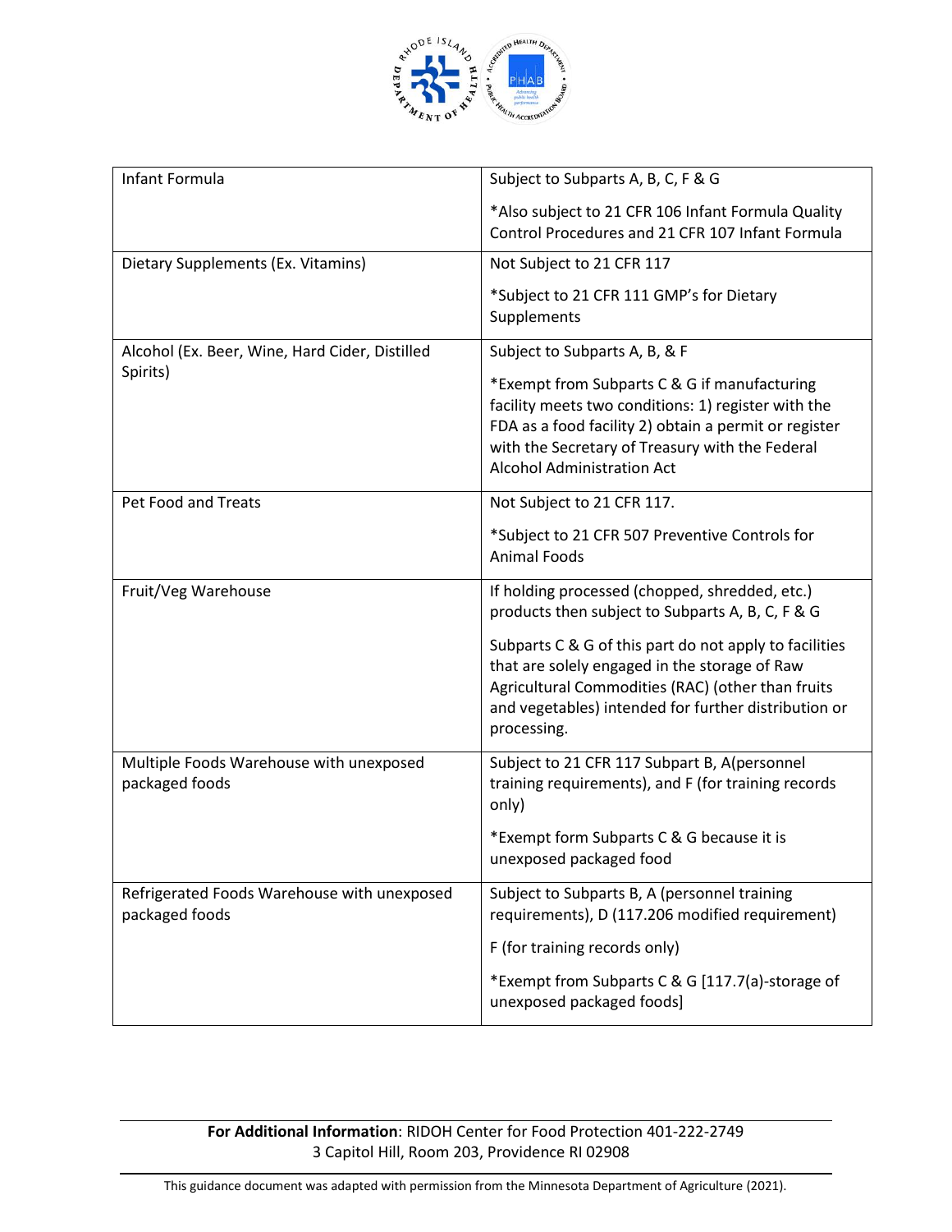| | |
|---|---|
| Infant Formula | Subject to Subparts A, B, C, F & G<br><br>*Also subject to 21 CFR 106 Infant Formula Quality Control Procedures and 21 CFR 107 Infant Formula |
| Dietary Supplements (Ex. Vitamins) | Not Subject to 21 CFR 117<br><br>*Subject to 21 CFR 111 GMP's for Dietary Supplements |
| Alcohol (Ex. Beer, Wine, Hard Cider, Distilled Spirits) | Subject to Subparts A, B, & F<br><br>*Exempt from Subparts C & G if manufacturing facility meets two conditions: 1) register with the FDA as a food facility 2) obtain a permit or register with the Secretary of Treasury with the Federal Alcohol Administration Act |
| Pet Food and Treats | Not Subject to 21 CFR 117.<br><br>*Subject to 21 CFR 507 Preventive Controls for Animal Foods |
| Fruit/Veg Warehouse | If holding processed (chopped, shredded, etc.) products then subject to Subparts A, B, C, F & G<br><br>Subparts C & G of this part do not apply to facilities that are solely engaged in the storage of Raw Agricultural Commodities (RAC) (other than fruits and vegetables) intended for further distribution or processing. |
| Multiple Foods Warehouse with unexposed packaged foods | Subject to 21 CFR 117 Subpart B, A(personnel training requirements), and F (for training records only)<br><br>*Exempt form Subparts C & G because it is unexposed packaged food |
| Refrigerated Foods Warehouse with unexposed packaged foods | Subject to Subparts B, A (personnel training requirements), D (117.206 modified requirement)<br><br>F (for training records only)<br><br>*Exempt from Subparts C & G [117.7(a)-storage of unexposed packaged foods] |

**For Additional Information**: RIDOH Center for Food Protection 401-222-2749
3 Capitol Hill, Room 203, Providence RI 02908

This guidance document was adapted with permission from the Minnesota Department of Agriculture (2021).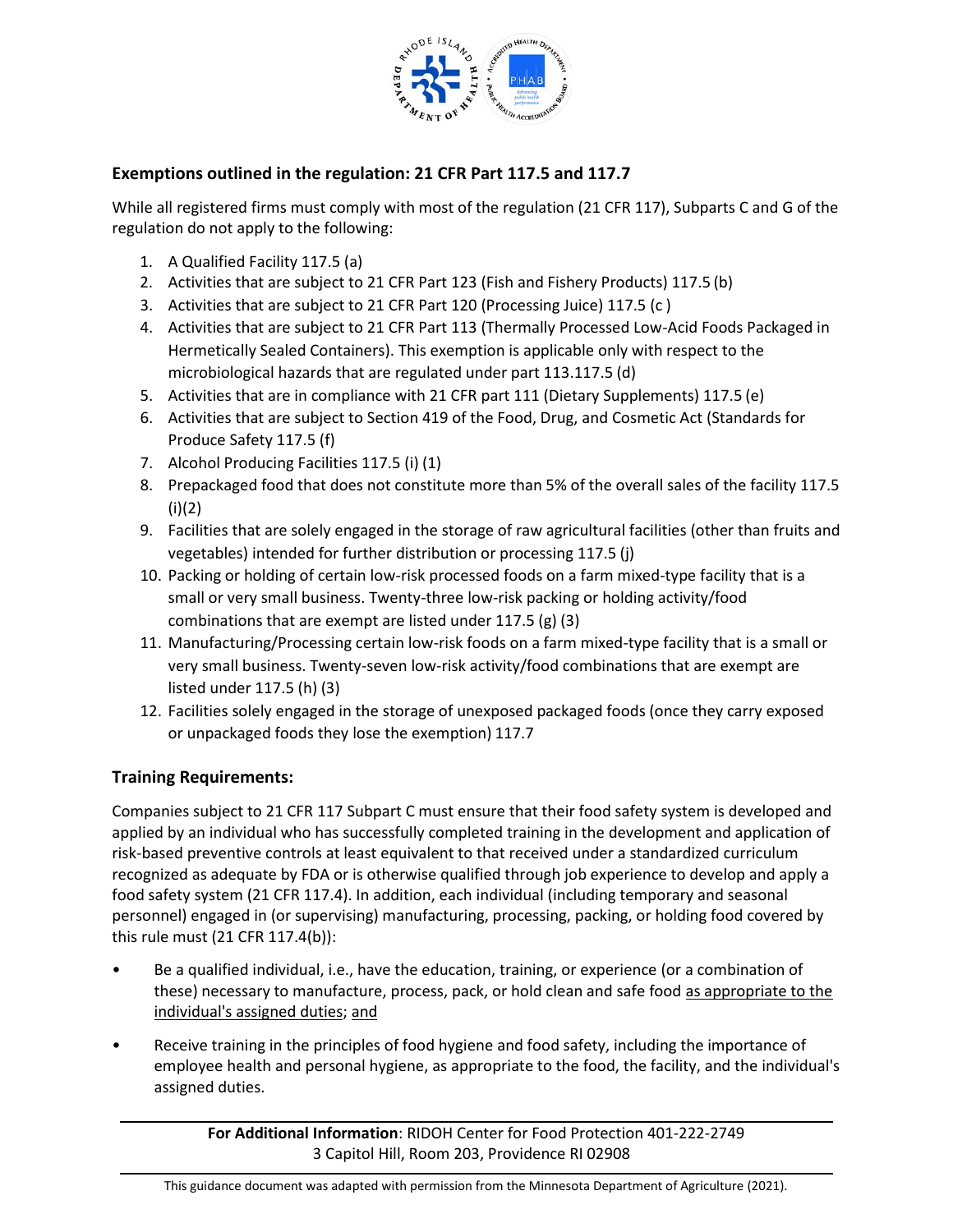## Exemptions outlined in the regulation: 21 CFR Part 117.5 and 117.7

While all registered firms must comply with most of the regulation (21 CFR 117), Subparts C and G of the regulation do not apply to the following:

1. A Qualified Facility 117.5 (a)
2. Activities that are subject to 21 CFR Part 123 (Fish and Fishery Products) 117.5 (b)
3. Activities that are subject to 21 CFR Part 120 (Processing Juice) 117.5 (c )
4. Activities that are subject to 21 CFR Part 113 (Thermally Processed Low-Acid Foods Packaged in Hermetically Sealed Containers). This exemption is applicable only with respect to the microbiological hazards that are regulated under part 113.117.5 (d)
5. Activities that are in compliance with 21 CFR part 111 (Dietary Supplements) 117.5 (e)
6. Activities that are subject to Section 419 of the Food, Drug, and Cosmetic Act (Standards for Produce Safety 117.5 (f)
7. Alcohol Producing Facilities 117.5 (i) (1)
8. Prepackaged food that does not constitute more than 5% of the overall sales of the facility 117.5 (i)(2)
9. Facilities that are solely engaged in the storage of raw agricultural facilities (other than fruits and vegetables) intended for further distribution or processing 117.5 (j)
10. Packing or holding of certain low-risk processed foods on a farm mixed-type facility that is a small or very small business. Twenty-three low-risk packing or holding activity/food combinations that are exempt are listed under 117.5 (g) (3)
11. Manufacturing/Processing certain low-risk foods on a farm mixed-type facility that is a small or very small business. Twenty-seven low-risk activity/food combinations that are exempt are listed under 117.5 (h) (3)
12. Facilities solely engaged in the storage of unexposed packaged foods (once they carry exposed or unpackaged foods they lose the exemption) 117.7

## Training Requirements:

Companies subject to 21 CFR 117 Subpart C must ensure that their food safety system is developed and applied by an individual who has successfully completed training in the development and application of risk-based preventive controls at least equivalent to that received under a standardized curriculum recognized as adequate by FDA or is otherwise qualified through job experience to develop and apply a food safety system (21 CFR 117.4). In addition, each individual (including temporary and seasonal personnel) engaged in (or supervising) manufacturing, processing, packing, or holding food covered by this rule must (21 CFR 117.4(b)):

- Be a qualified individual, i.e., have the education, training, or experience (or a combination of these) necessary to manufacture, process, pack, or hold clean and safe food as appropriate to the individual's assigned duties; and
- Receive training in the principles of food hygiene and food safety, including the importance of employee health and personal hygiene, as appropriate to the food, the facility, and the individual's assigned duties.

**For Additional Information**: RIDOH Center for Food Protection 401-222-2749
3 Capitol Hill, Room 203, Providence RI 02908

This guidance document was adapted with permission from the Minnesota Department of Agriculture (2021).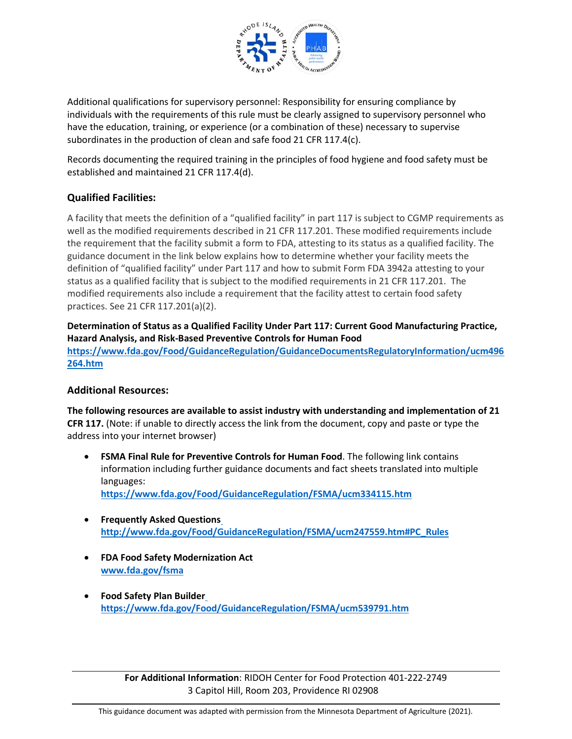Additional qualifications for supervisory personnel: Responsibility for ensuring compliance by individuals with the requirements of this rule must be clearly assigned to supervisory personnel who have the education, training, or experience (or a combination of these) necessary to supervise subordinates in the production of clean and safe food 21 CFR 117.4(c).

Records documenting the required training in the principles of food hygiene and food safety must be established and maintained 21 CFR 117.4(d).

### Qualified Facilities:

A facility that meets the definition of a "qualified facility" in part 117 is subject to CGMP requirements as well as the modified requirements described in 21 CFR 117.201. These modified requirements include the requirement that the facility submit a form to FDA, attesting to its status as a qualified facility. The guidance document in the link below explains how to determine whether your facility meets the definition of "qualified facility" under Part 117 and how to submit Form FDA 3942a attesting to your status as a qualified facility that is subject to the modified requirements in 21 CFR 117.201. The modified requirements also include a requirement that the facility attest to certain food safety practices. See 21 CFR 117.201(a)(2).

**Determination of Status as a Qualified Facility Under Part 117: Current Good Manufacturing Practice, Hazard Analysis, and Risk-Based Preventive Controls for Human Food**
**https://www.fda.gov/Food/GuidanceRegulation/GuidanceDocumentsRegulatoryInformation/ucm496264.htm**

### Additional Resources:

**The following resources are available to assist industry with understanding and implementation of 21 CFR 117.** (Note: if unable to directly access the link from the document, copy and paste or type the address into your internet browser)

- **FSMA Final Rule for Preventive Controls for Human Food**. The following link contains information including further guidance documents and fact sheets translated into multiple languages:
  **https://www.fda.gov/Food/GuidanceRegulation/FSMA/ucm334115.htm**

- **Frequently Asked Questions**
  **http://www.fda.gov/Food/GuidanceRegulation/FSMA/ucm247559.htm#PC_Rules**

- **FDA Food Safety Modernization Act**
  **www.fda.gov/fsma**

- **Food Safety Plan Builder**
  **https://www.fda.gov/Food/GuidanceRegulation/FSMA/ucm539791.htm**

**For Additional Information**: RIDOH Center for Food Protection 401-222-2749
3 Capitol Hill, Room 203, Providence RI 02908

This guidance document was adapted with permission from the Minnesota Department of Agriculture (2021).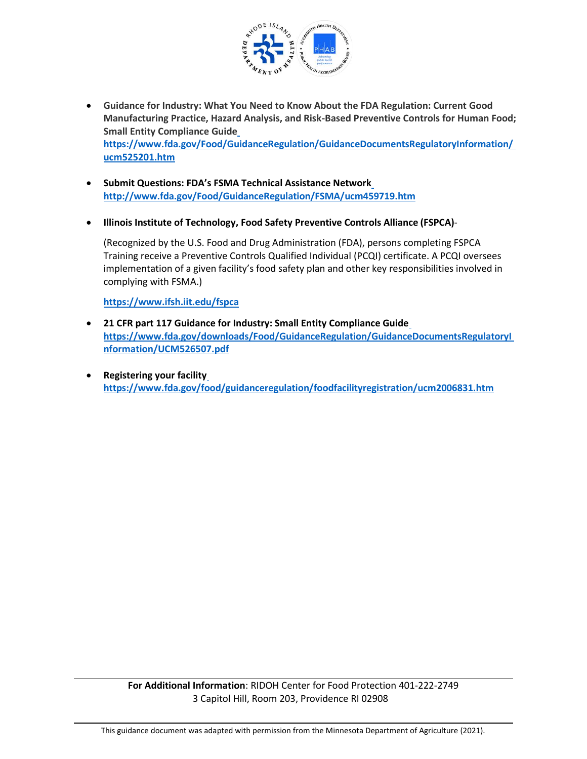- **Guidance for Industry: What You Need to Know About the FDA Regulation: Current Good Manufacturing Practice, Hazard Analysis, and Risk-Based Preventive Controls for Human Food; Small Entity Compliance Guide** [https://www.fda.gov/Food/GuidanceRegulation/GuidanceDocumentsRegulatoryInformation/ucm525201.htm](https://www.fda.gov/Food/GuidanceRegulation/GuidanceDocumentsRegulatoryInformation/ucm525201.htm)

- **Submit Questions: FDA's FSMA Technical Assistance Network** [http://www.fda.gov/Food/GuidanceRegulation/FSMA/ucm459719.htm](http://www.fda.gov/Food/GuidanceRegulation/FSMA/ucm459719.htm)

- **Illinois Institute of Technology, Food Safety Preventive Controls Alliance (FSPCA)**-

  (Recognized by the U.S. Food and Drug Administration (FDA), persons completing FSPCA Training receive a Preventive Controls Qualified Individual (PCQI) certificate. A PCQI oversees implementation of a given facility's food safety plan and other key responsibilities involved in complying with FSMA.)

  [https://www.ifsh.iit.edu/fspca](https://www.ifsh.iit.edu/fspca)

- **21 CFR part 117 Guidance for Industry: Small Entity Compliance Guide** [https://www.fda.gov/downloads/Food/GuidanceRegulation/GuidanceDocumentsRegulatoryInformation/UCM526507.pdf](https://www.fda.gov/downloads/Food/GuidanceRegulation/GuidanceDocumentsRegulatoryInformation/UCM526507.pdf)

- **Registering your facility** [https://www.fda.gov/food/guidanceregulation/foodfacilityregistration/ucm2006831.htm](https://www.fda.gov/food/guidanceregulation/foodfacilityregistration/ucm2006831.htm)

---

**For Additional Information**: RIDOH Center for Food Protection 401-222-2749
3 Capitol Hill, Room 203, Providence RI 02908

---

This guidance document was adapted with permission from the Minnesota Department of Agriculture (2021).